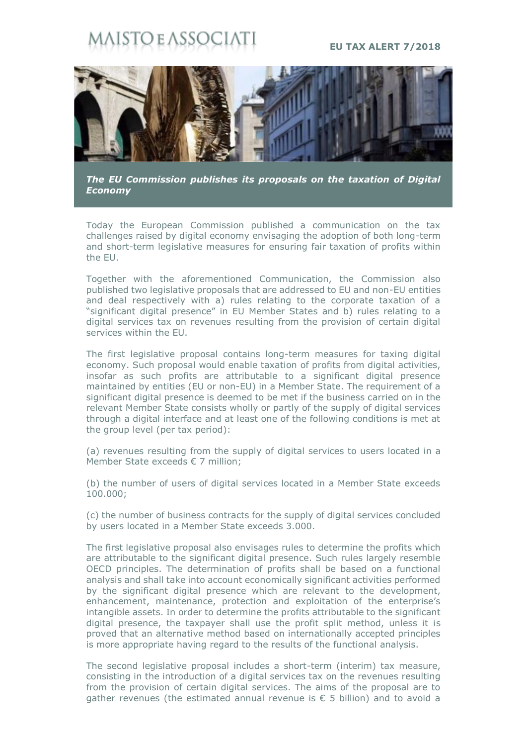# MAISTO E ASSOCIATI

**EU TAX ALERT 7/2018**

***The EU Commission publishes its proposals on the taxation of Digital Economy***

Today the European Commission published a communication on the tax challenges raised by digital economy envisaging the adoption of both long-term and short-term legislative measures for ensuring fair taxation of profits within the EU.

Together with the aforementioned Communication, the Commission also published two legislative proposals that are addressed to EU and non-EU entities and deal respectively with a) rules relating to the corporate taxation of a "significant digital presence" in EU Member States and b) rules relating to a digital services tax on revenues resulting from the provision of certain digital services within the EU.

The first legislative proposal contains long-term measures for taxing digital economy. Such proposal would enable taxation of profits from digital activities, insofar as such profits are attributable to a significant digital presence maintained by entities (EU or non-EU) in a Member State. The requirement of a significant digital presence is deemed to be met if the business carried on in the relevant Member State consists wholly or partly of the supply of digital services through a digital interface and at least one of the following conditions is met at the group level (per tax period):

(a) revenues resulting from the supply of digital services to users located in a Member State exceeds € 7 million;

(b) the number of users of digital services located in a Member State exceeds 100.000;

(c) the number of business contracts for the supply of digital services concluded by users located in a Member State exceeds 3.000.

The first legislative proposal also envisages rules to determine the profits which are attributable to the significant digital presence. Such rules largely resemble OECD principles. The determination of profits shall be based on a functional analysis and shall take into account economically significant activities performed by the significant digital presence which are relevant to the development, enhancement, maintenance, protection and exploitation of the enterprise's intangible assets. In order to determine the profits attributable to the significant digital presence, the taxpayer shall use the profit split method, unless it is proved that an alternative method based on internationally accepted principles is more appropriate having regard to the results of the functional analysis.

The second legislative proposal includes a short-term (interim) tax measure, consisting in the introduction of a digital services tax on the revenues resulting from the provision of certain digital services. The aims of the proposal are to gather revenues (the estimated annual revenue is € 5 billion) and to avoid a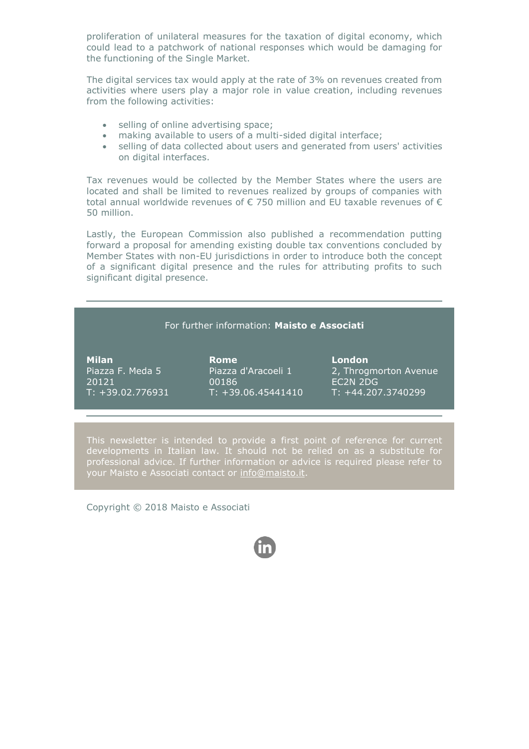proliferation of unilateral measures for the taxation of digital economy, which could lead to a patchwork of national responses which would be damaging for the functioning of the Single Market.

The digital services tax would apply at the rate of 3% on revenues created from activities where users play a major role in value creation, including revenues from the following activities:

- selling of online advertising space;
- making available to users of a multi-sided digital interface;
- selling of data collected about users and generated from users' activities on digital interfaces.

Tax revenues would be collected by the Member States where the users are located and shall be limited to revenues realized by groups of companies with total annual worldwide revenues of € 750 million and EU taxable revenues of € 50 million.

Lastly, the European Commission also published a recommendation putting forward a proposal for amending existing double tax conventions concluded by Member States with non-EU jurisdictions in order to introduce both the concept of a significant digital presence and the rules for attributing profits to such significant digital presence.

---

For further information: **Maisto e Associati**

**Milan**
Piazza F. Meda 5
20121
T: +39.02.776931

**Rome**
Piazza d'Aracoeli 1
00186
T: +39.06.45441410

**London**
2, Throgmorton Avenue
EC2N 2DG
T: +44.207.3740299

---

This newsletter is intended to provide a first point of reference for current developments in Italian law. It should not be relied on as a substitute for professional advice. If further information or advice is required please refer to your Maisto e Associati contact or info@maisto.it.

Copyright © 2018 Maisto e Associati